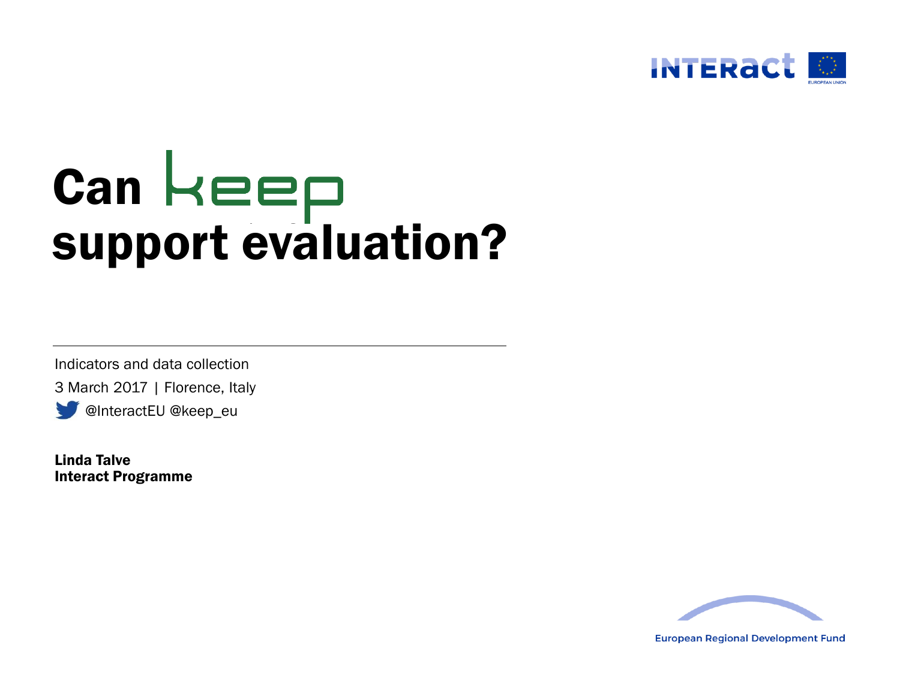# Can keep support evaluation?

Indicators and data collection

3 March 2017 | Florence, Italy

@InteractEU @keep_eu

**Linda Talve**
**Interact Programme**

European Regional Development Fund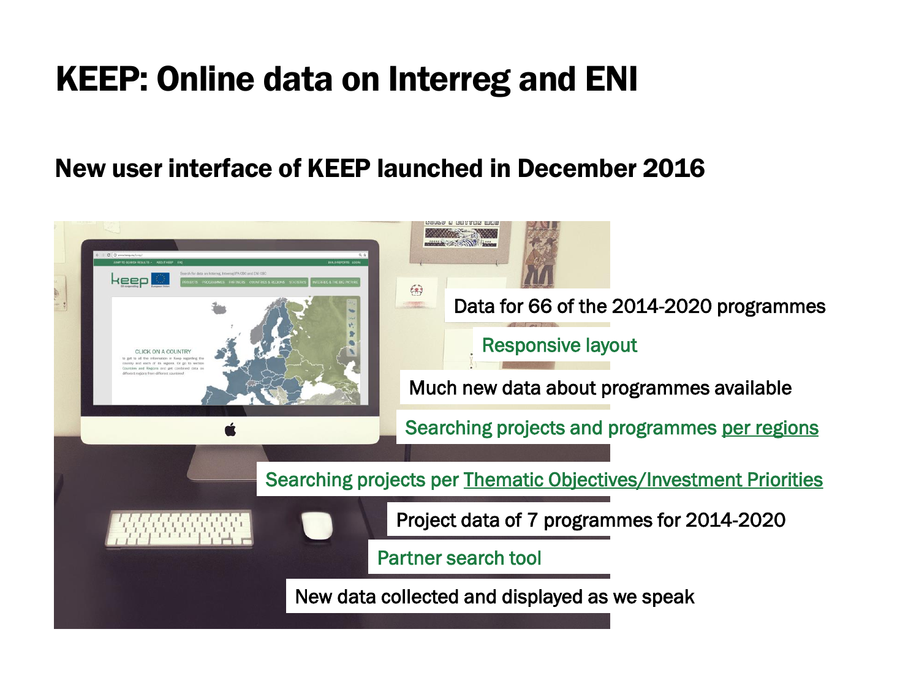# KEEP: Online data on Interreg and ENI

## New user interface of KEEP launched in December 2016

- Data for 66 of the 2014-2020 programmes
- Responsive layout
- Much new data about programmes available
- Searching projects and programmes per regions
- Searching projects per Thematic Objectives/Investment Priorities
- Project data of 7 programmes for 2014-2020
- Partner search tool
- New data collected and displayed as we speak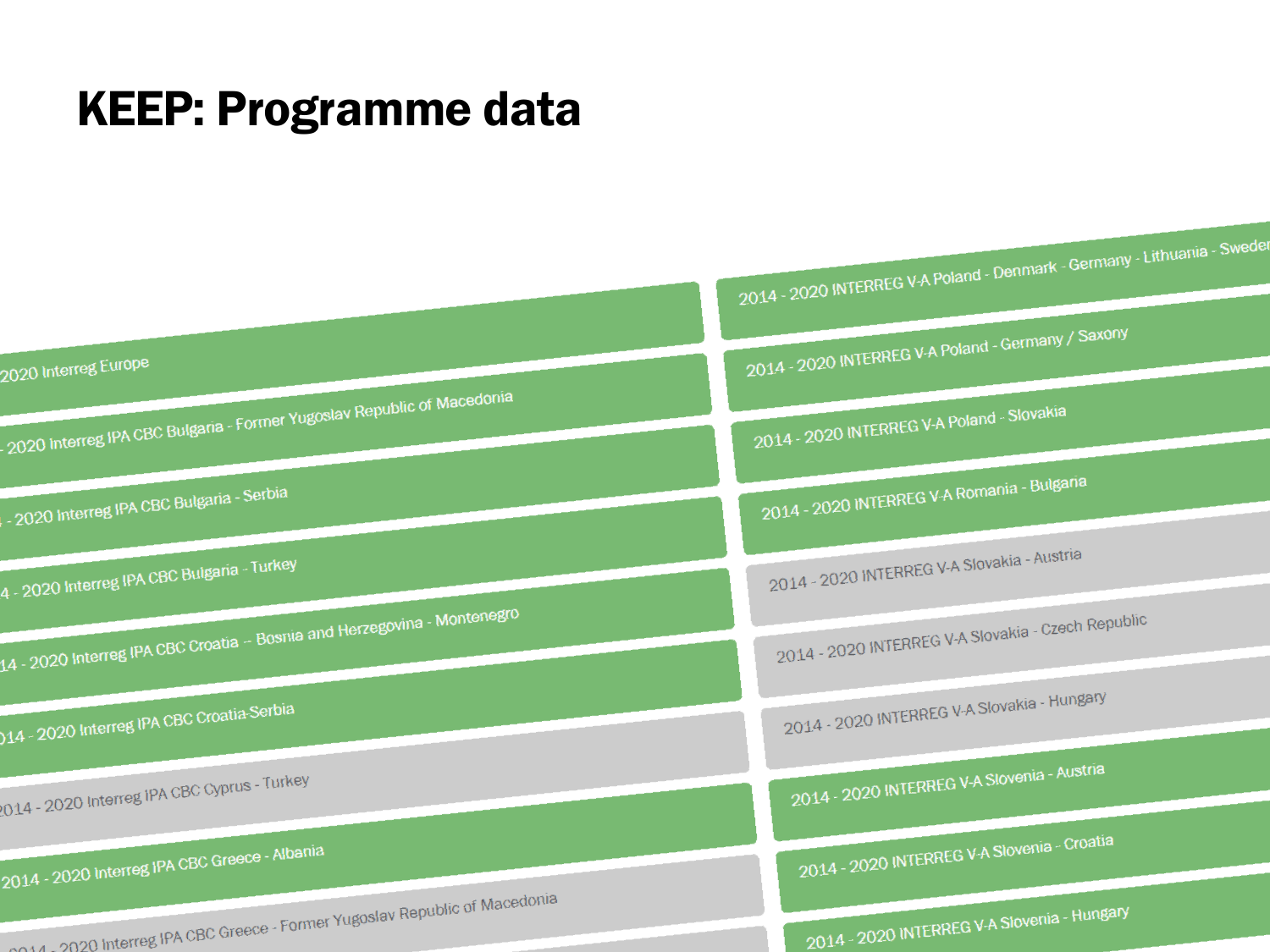# KEEP: Programme data

- 2020 Interreg Europe
- 2020 Interreg IPA CBC Bulgaria - Former Yugoslav Republic of Macedonia
- 4 - 2020 Interreg IPA CBC Bulgaria - Serbia
- 4 - 2020 Interreg IPA CBC Bulgaria - Turkey
- 14 - 2020 Interreg IPA CBC Croatia – Bosnia and Herzegovina - Montenegro
- 014 - 2020 Interreg IPA CBC Croatia-Serbia
- 2014 - 2020 Interreg IPA CBC Cyprus - Turkey
- 2014 - 2020 Interreg IPA CBC Greece - Albania
- 2014 - 2020 Interreg IPA CBC Greece - Former Yugoslav Republic of Macedonia
- 2014 - 2020 INTERREG V-A Poland - Denmark - Germany - Lithuania - Sweden
- 2014 - 2020 INTERREG V-A Poland - Germany / Saxony
- 2014 - 2020 INTERREG V-A Poland - Slovakia
- 2014 - 2020 INTERREG V-A Romania - Bulgaria
- 2014 - 2020 INTERREG V-A Slovakia - Austria
- 2014 - 2020 INTERREG V-A Slovakia - Czech Republic
- 2014 - 2020 INTERREG V-A Slovakia - Hungary
- 2014 - 2020 INTERREG V-A Slovenia - Austria
- 2014 - 2020 INTERREG V-A Slovenia - Croatia
- 2014 - 2020 INTERREG V-A Slovenia - Hungary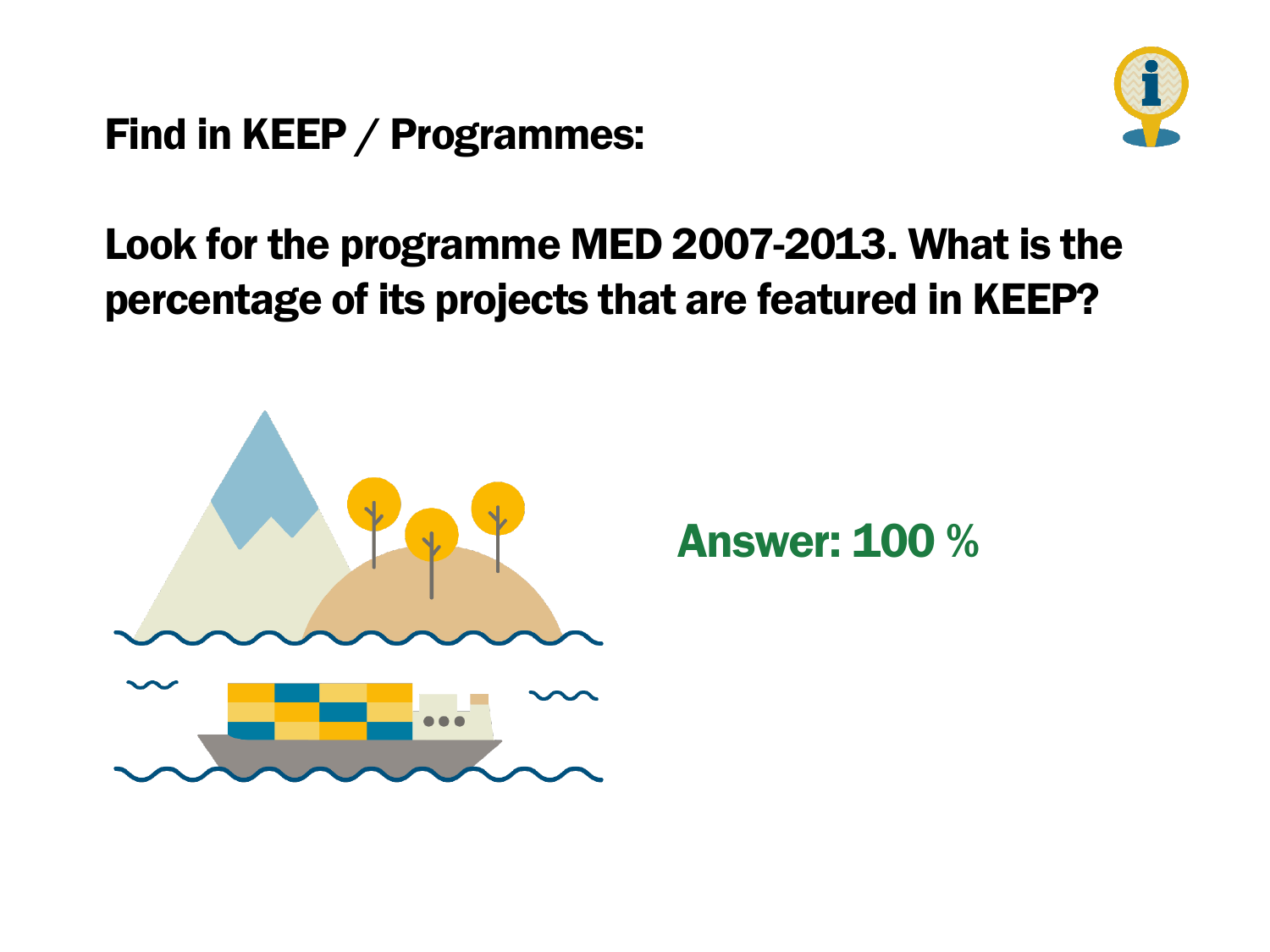**Find in KEEP / Programmes:**

**Look for the programme MED 2007-2013. What is the percentage of its projects that are featured in KEEP?**

**Answer: 100 %**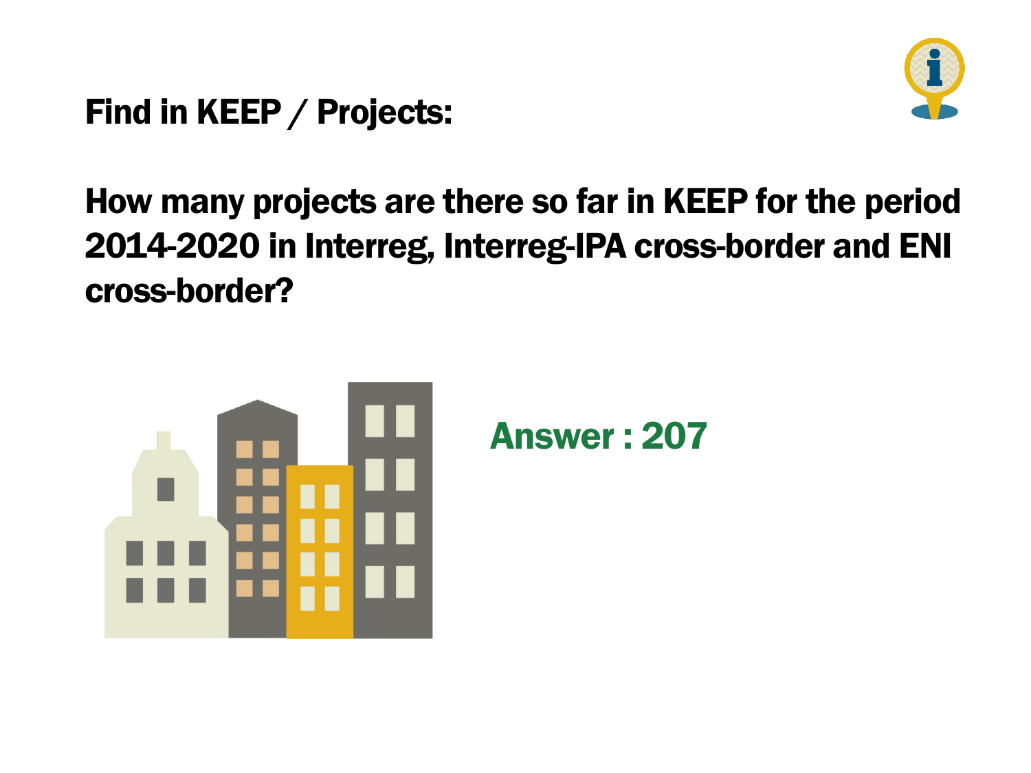## Find in KEEP / Projects:

## How many projects are there so far in KEEP for the period 2014-2020 in Interreg, Interreg-IPA cross-border and ENI cross-border?

**Answer : 207**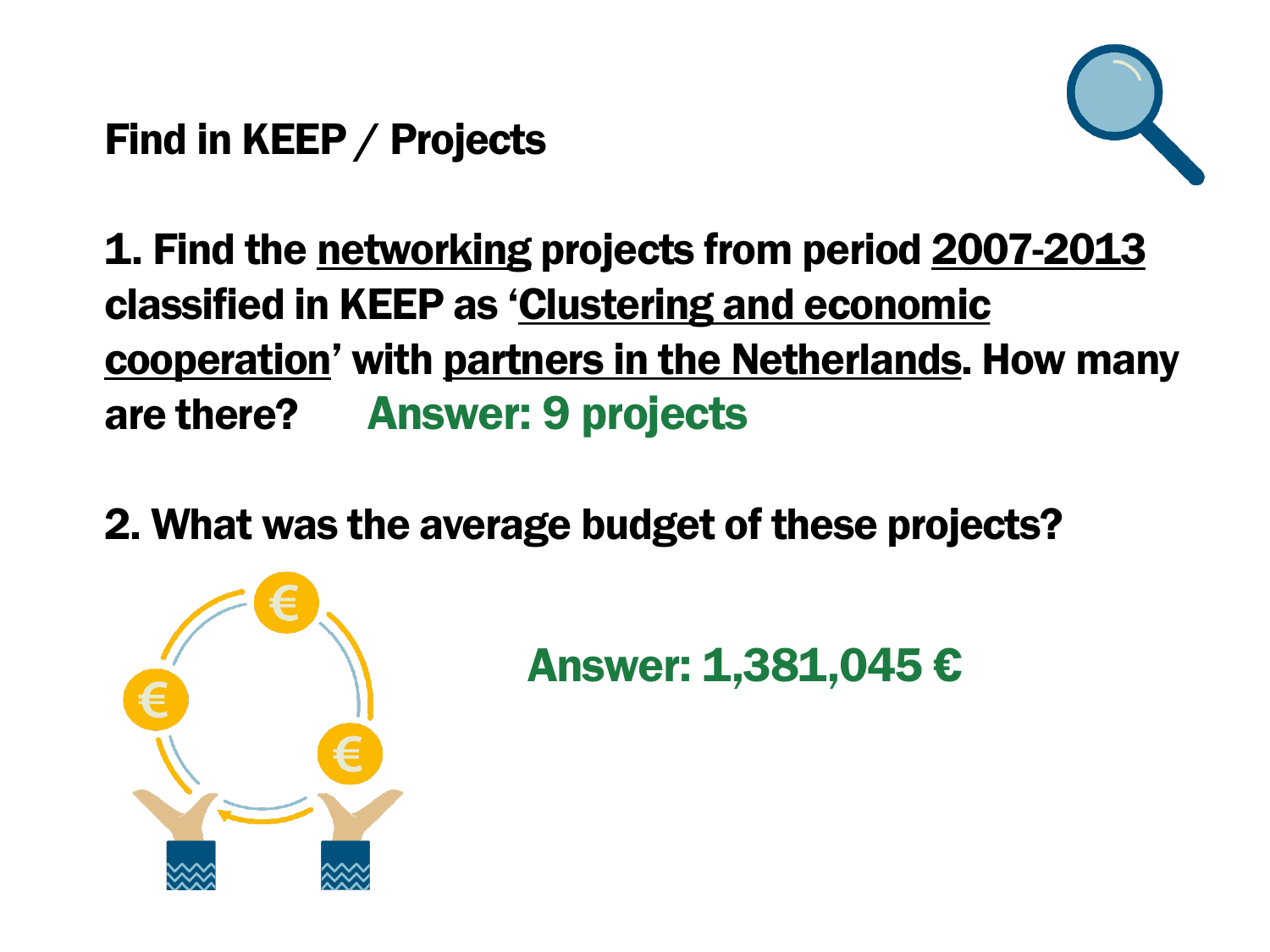## Find in KEEP / Projects

**1. Find the <u>networking</u> projects from period <u>2007-2013</u> classified in KEEP as '<u>Clustering and economic cooperation</u>' with <u>partners in the Netherlands</u>. How many are there?** **Answer: 9 projects**

**2. What was the average budget of these projects?**

**Answer: 1,381,045 €**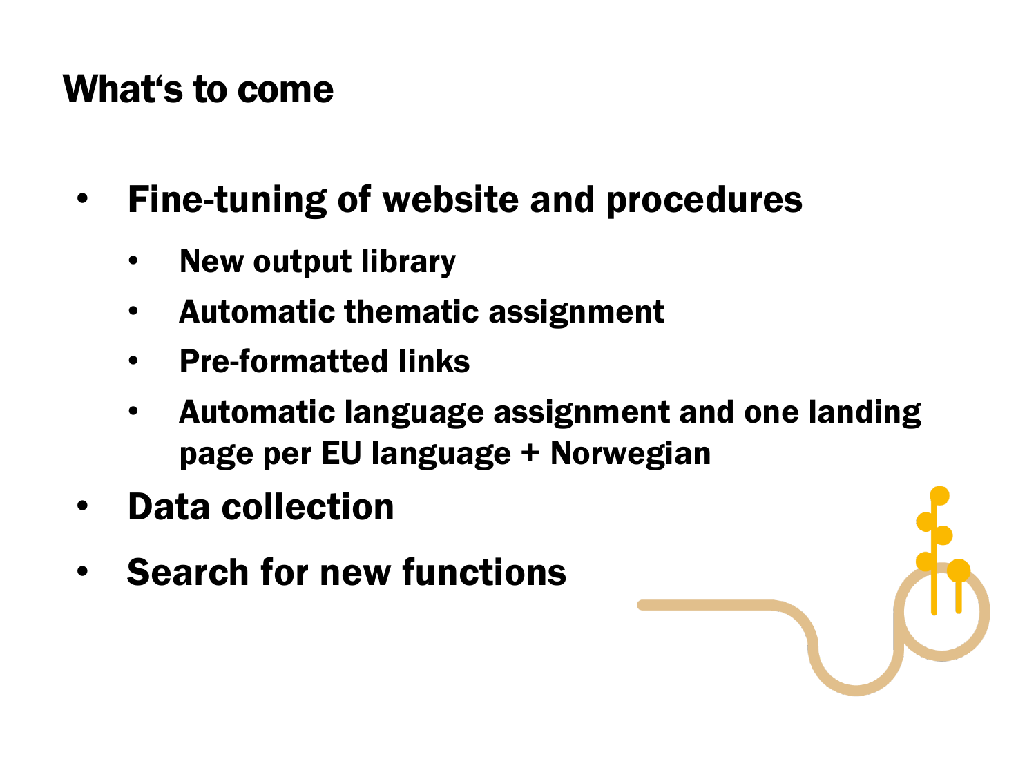# What‘s to come

- **Fine-tuning of website and procedures**
  - **New output library**
  - **Automatic thematic assignment**
  - **Pre-formatted links**
  - **Automatic language assignment and one landing page per EU language + Norwegian**
- **Data collection**
- **Search for new functions**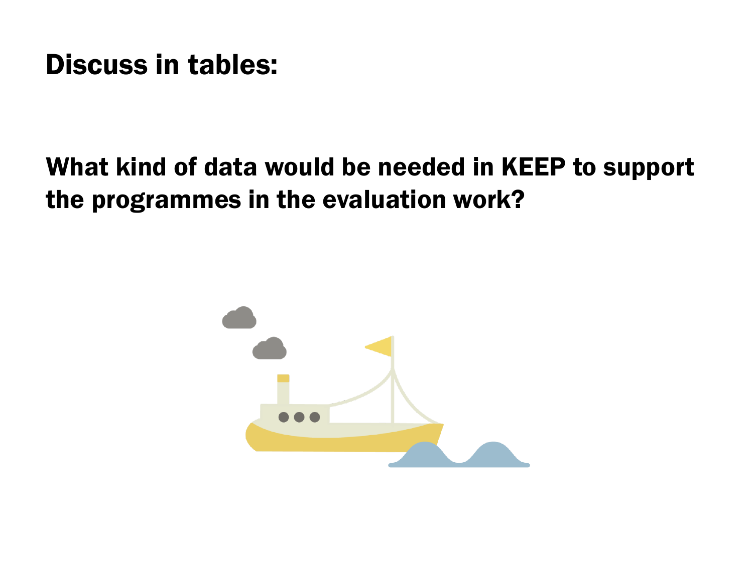# Discuss in tables:

**What kind of data would be needed in KEEP to support the programmes in the evaluation work?**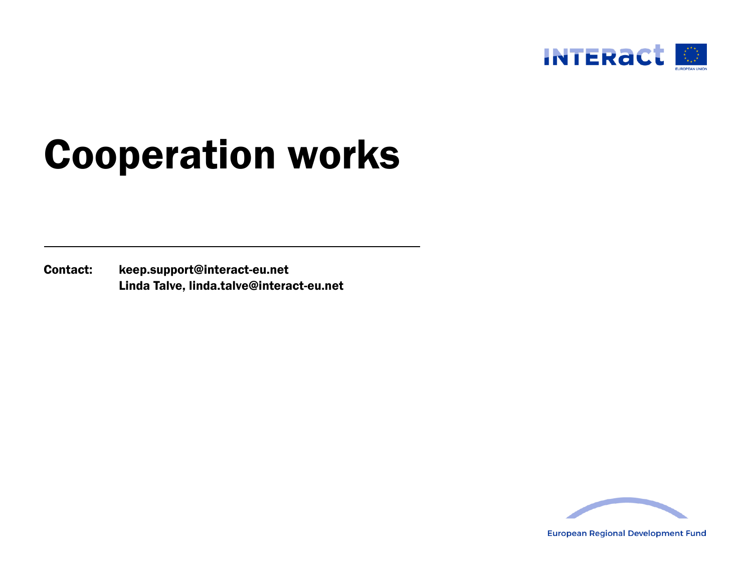# Cooperation works

**Contact:** **keep.support@interact-eu.net**
**Linda Talve, linda.talve@interact-eu.net**

European Regional Development Fund